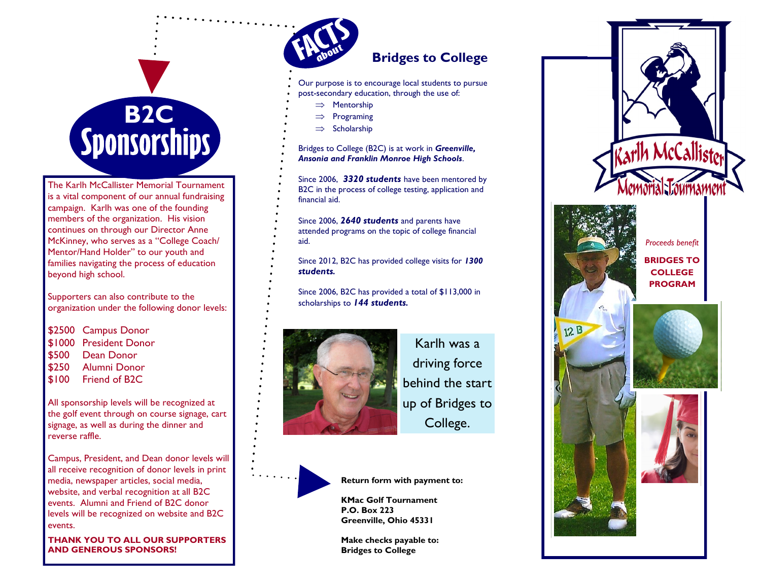# B2C Sponsorships

The Karlh McCallister Memorial Tournament is a vital component of our annual fundraising campaign. Karlh was one of the founding members of the organization. His vision continues on through our Director Anne McKinney, who serves as a "College Coach/ Mentor/Hand Holder" to our youth and families navigating the process of education beyond high school.

Supporters can also contribute to the organization under the following donor levels:

- $2500 Campus Donor
- $1000 President Donor
- $500 Dean Donor
- $250 Alumni Donor
- $100 Friend of B2C

All sponsorship levels will be recognized at the golf event through on course signage, cart signage, as well as during the dinner and reverse raffle.

Campus, President, and Dean donor levels will all receive recognition of donor levels in print media, newspaper articles, social media, website, and verbal recognition at all B2C events. Alumni and Friend of B2C donor levels will be recognized on website and B2C events.

**THANK YOU TO ALL OUR SUPPORTERS AND GENEROUS SPONSORS!**

## FACTS about Bridges to College

Our purpose is to encourage local students to pursue post-secondary education, through the use of:

- ⇒ Mentorship
- ⇒ Programing
- ⇒ Scholarship

Bridges to College (B2C) is at work in ***Greenville, Ansonia and Franklin Monroe High Schools***.

Since 2006, ***3320 students*** have been mentored by B2C in the process of college testing, application and financial aid.

Since 2006, ***2640 students*** and parents have attended programs on the topic of college financial aid.

Since 2012, B2C has provided college visits for ***1300 students.***

Since 2006, B2C has provided a total of $113,000 in scholarships to ***144 students.***

Karlh was a driving force behind the start up of Bridges to College.

**Return form with payment to:**

**KMac Golf Tournament**
**P.O. Box 223**
**Greenville, Ohio 45331**

**Make checks payable to:**
**Bridges to College**

# Karlh McCallister Memorial Tournament

*Proceeds benefit*

**BRIDGES TO COLLEGE PROGRAM**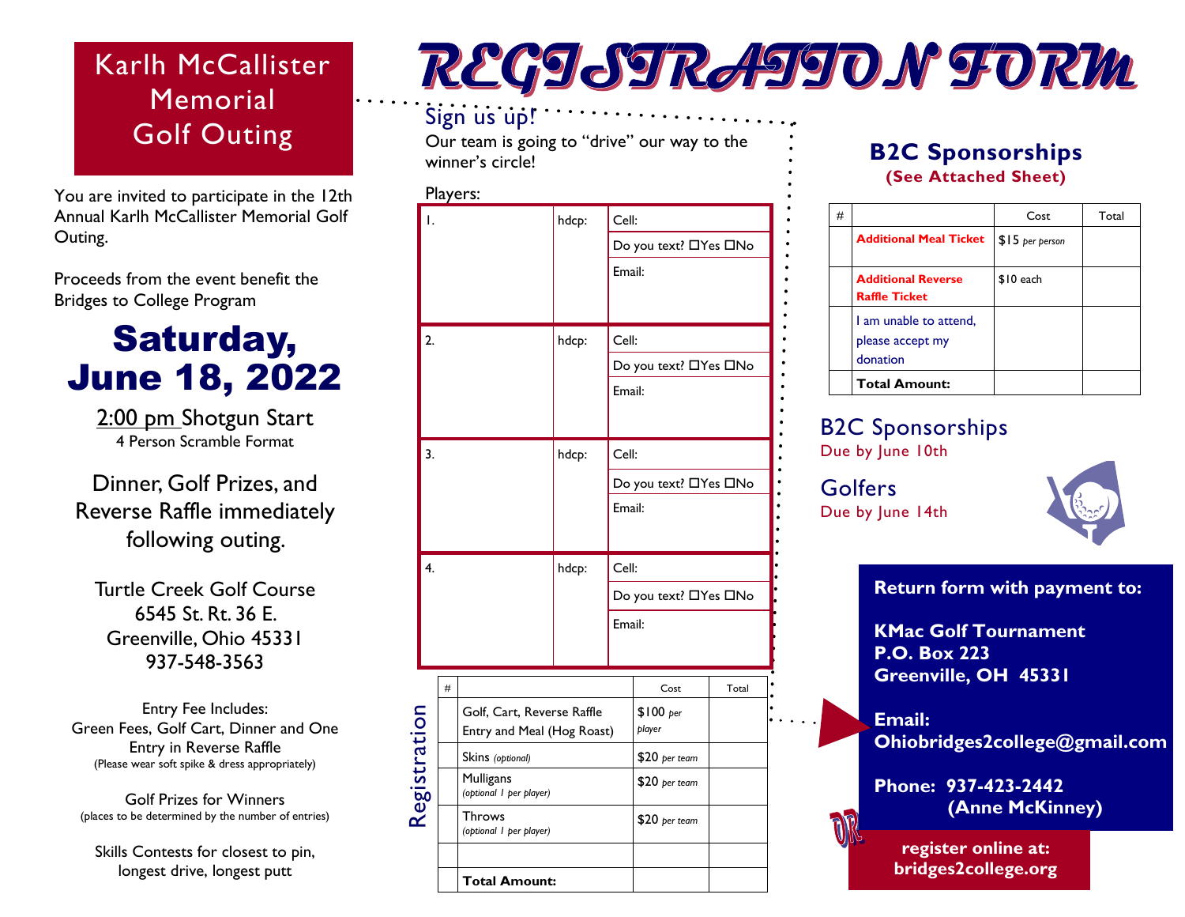# Karlh McCallister Memorial Golf Outing

You are invited to participate in the 12th Annual Karlh McCallister Memorial Golf Outing.

Proceeds from the event benefit the Bridges to College Program

## Saturday, June 18, 2022

2:00 pm Shotgun Start
4 Person Scramble Format

Dinner, Golf Prizes, and Reverse Raffle immediately following outing.

Turtle Creek Golf Course
6545 St. Rt. 36 E.
Greenville, Ohio 45331
937-548-3563

Entry Fee Includes:
Green Fees, Golf Cart, Dinner and One Entry in Reverse Raffle
(Please wear soft spike & dress appropriately)

Golf Prizes for Winners
(places to be determined by the number of entries)

Skills Contests for closest to pin, longest drive, longest putt

# REGISTRATION FORM

## Sign us up!

Our team is going to "drive" our way to the winner's circle!

Players:

| | | |
|---|---|---|
| 1. | hdcp: | Cell: |
| | | Do you text? ☐Yes ☐No |
| | | Email: |
| 2. | hdcp: | Cell: |
| | | Do you text? ☐Yes ☐No |
| | | Email: |
| 3. | hdcp: | Cell: |
| | | Do you text? ☐Yes ☐No |
| | | Email: |
| 4. | hdcp: | Cell: |
| | | Do you text? ☐Yes ☐No |
| | | Email: |

### Registration

| # | | Cost | Total |
|---|---|---|---|
| | Golf, Cart, Reverse Raffle Entry and Meal (Hog Roast) | $100 *per player* | |
| | Skins *(optional)* | $20 *per team* | |
| | Mulligans *(optional 1 per player)* | $20 *per team* | |
| | Throws *(optional 1 per player)* | $20 *per team* | |
| | | | |
| | **Total Amount:** | | |

## B2C Sponsorships

**(See Attached Sheet)**

| # | | Cost | Total |
|---|---|---|---|
| | **Additional Meal Ticket** | $15 *per person* | |
| | **Additional Reverse Raffle Ticket** | $10 each | |
| | I am unable to attend, please accept my donation | | |
| | **Total Amount:** | | |

B2C Sponsorships
Due by June 10th

Golfers
Due by June 14th

**Return form with payment to:**

**KMac Golf Tournament**
**P.O. Box 223**
**Greenville, OH 45331**

**Email:**
**Ohiobridges2college@gmail.com**

**Phone: 937-423-2442**
**(Anne McKinney)**

OR

**register online at:**
**bridges2college.org**